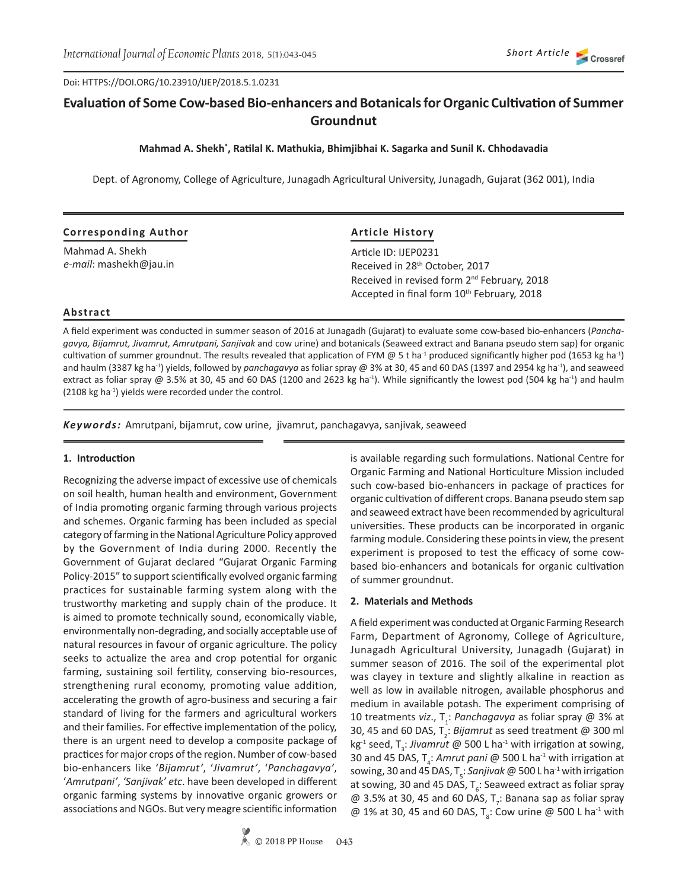Doi: HTTPS://DOI.ORG/10.23910/IJEP/2018.5.1.0231

# Evaluation of Some Cow-based Bio-enhancers and Botanicals for Organic Cultivation of Summer Groundnut

**Mahmad A. Shekh*, Ratilal K. Mathukia, Bhimjibhai K. Sagarka and Sunil K. Chhodavadia**

Dept. of Agronomy, College of Agriculture, Junagadh Agricultural University, Junagadh, Gujarat (362 001), India

**Corresponding Author**

Mahmad A. Shekh
*e-mail*: mashekh@jau.in

**Article History**

Article ID: IJEP0231
Received in 28th October, 2017
Received in revised form 2nd February, 2018
Accepted in final form 10th February, 2018

## Abstract

A field experiment was conducted in summer season of 2016 at Junagadh (Gujarat) to evaluate some cow-based bio-enhancers (*Panchagavya, Bijamrut, Jivamrut, Amrutpani, Sanjivak* and cow urine) and botanicals (Seaweed extract and Banana pseudo stem sap) for organic cultivation of summer groundnut. The results revealed that application of FYM @ 5 t $ha^{-1}$ produced significantly higher pod (1653 kg $ha^{-1}$) and haulm (3387 kg $ha^{-1}$) yields, followed by *panchagavya* as foliar spray @ 3% at 30, 45 and 60 DAS (1397 and 2954 kg $ha^{-1}$), and seaweed extract as foliar spray @ 3.5% at 30, 45 and 60 DAS (1200 and 2623 kg $ha^{-1}$). While significantly the lowest pod (504 kg $ha^{-1}$) and haulm (2108 kg $ha^{-1}$) yields were recorded under the control.

***Keywords:*** Amrutpani, bijamrut, cow urine, jivamrut, panchagavya, sanjivak, seaweed

## 1. Introduction

Recognizing the adverse impact of excessive use of chemicals on soil health, human health and environment, Government of India promoting organic farming through various projects and schemes. Organic farming has been included as special category of farming in the National Agriculture Policy approved by the Government of India during 2000. Recently the Government of Gujarat declared "Gujarat Organic Farming Policy-2015" to support scientifically evolved organic farming practices for sustainable farming system along with the trustworthy marketing and supply chain of the produce. It is aimed to promote technically sound, economically viable, environmentally non-degrading, and socially acceptable use of natural resources in favour of organic agriculture. The policy seeks to actualize the area and crop potential for organic farming, sustaining soil fertility, conserving bio-resources, strengthening rural economy, promoting value addition, accelerating the growth of agro-business and securing a fair standard of living for the farmers and agricultural workers and their families. For effective implementation of the policy, there is an urgent need to develop a composite package of practices for major crops of the region. Number of cow-based bio-enhancers like '*Bijamrut*', '*Jivamrut*', '*Panchagavya*', '*Amrutpani*', *'Sanjivak' etc.* have been developed in different organic farming systems by innovative organic growers or associations and NGOs. But very meagre scientific information is available regarding such formulations. National Centre for Organic Farming and National Horticulture Mission included such cow-based bio-enhancers in package of practices for organic cultivation of different crops. Banana pseudo stem sap and seaweed extract have been recommended by agricultural universities. These products can be incorporated in organic farming module. Considering these points in view, the present experiment is proposed to test the efficacy of some cow-based bio-enhancers and botanicals for organic cultivation of summer groundnut.

## 2. Materials and Methods

A field experiment was conducted at Organic Farming Research Farm, Department of Agronomy, College of Agriculture, Junagadh Agricultural University, Junagadh (Gujarat) in summer season of 2016. The soil of the experimental plot was clayey in texture and slightly alkaline in reaction as well as low in available nitrogen, available phosphorus and medium in available potash. The experiment comprising of 10 treatments *viz*., $T_1$: *Panchagavya* as foliar spray @ 3% at 30, 45 and 60 DAS, $T_2$: *Bijamrut* as seed treatment @ 300 ml $kg^{-1}$ seed, $T_3$: *Jivamrut* @ 500 L $ha^{-1}$ with irrigation at sowing, 30 and 45 DAS, $T_4$: *Amrut pani* @ 500 L $ha^{-1}$ with irrigation at sowing, 30 and 45 DAS, $T_5$: *Sanjivak* @ 500 L $ha^{-1}$ with irrigation at sowing, 30 and 45 DAS, $T_6$: Seaweed extract as foliar spray @ 3.5% at 30, 45 and 60 DAS, $T_7$: Banana sap as foliar spray @ 1% at 30, 45 and 60 DAS, $T_8$: Cow urine @ 500 L $ha^{-1}$ with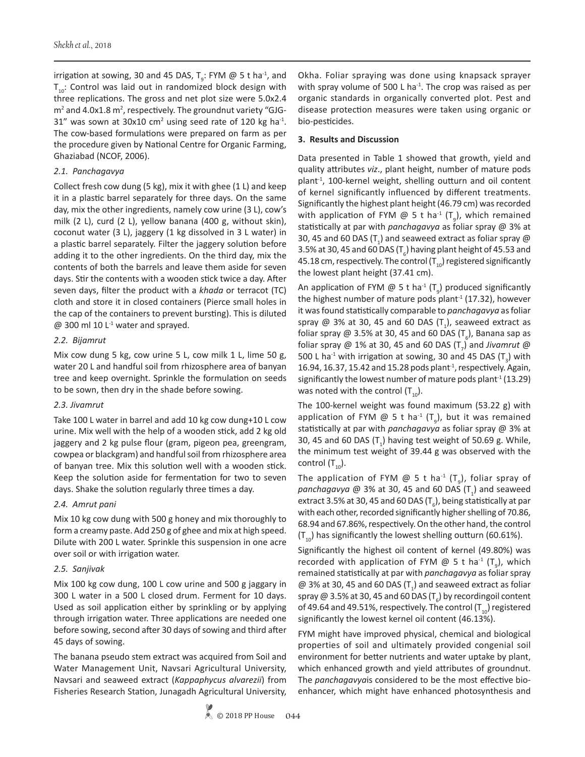irrigation at sowing, 30 and 45 DAS, $T_9$: FYM @ 5 t ha$^{-1}$, and $T_{10}$: Control was laid out in randomized block design with three replications. The gross and net plot size were 5.0x2.4 m$^2$ and 4.0x1.8 m$^2$, respectively. The groundnut variety "GJG-31" was sown at 30x10 cm$^2$ using seed rate of 120 kg ha$^{-1}$. The cow-based formulations were prepared on farm as per the procedure given by National Centre for Organic Farming, Ghaziabad (NCOF, 2006).

### 2.1. Panchagavya

Collect fresh cow dung (5 kg), mix it with ghee (1 L) and keep it in a plastic barrel separately for three days. On the same day, mix the other ingredients, namely cow urine (3 L), cow's milk (2 L), curd (2 L), yellow banana (400 g, without skin), coconut water (3 L), jaggery (1 kg dissolved in 3 L water) in a plastic barrel separately. Filter the jaggery solution before adding it to the other ingredients. On the third day, mix the contents of both the barrels and leave them aside for seven days. Stir the contents with a wooden stick twice a day. After seven days, filter the product with a *khada* or terracot (TC) cloth and store it in closed containers (Pierce small holes in the cap of the containers to prevent bursting). This is diluted @ 300 ml 10 L$^{-1}$ water and sprayed.

### 2.2. Bijamrut

Mix cow dung 5 kg, cow urine 5 L, cow milk 1 L, lime 50 g, water 20 L and handful soil from rhizosphere area of banyan tree and keep overnight. Sprinkle the formulation on seeds to be sown, then dry in the shade before sowing.

### 2.3. Jivamrut

Take 100 L water in barrel and add 10 kg cow dung+10 L cow urine. Mix well with the help of a wooden stick, add 2 kg old jaggery and 2 kg pulse flour (gram, pigeon pea, greengram, cowpea or blackgram) and handful soil from rhizosphere area of banyan tree. Mix this solution well with a wooden stick. Keep the solution aside for fermentation for two to seven days. Shake the solution regularly three times a day.

### 2.4. Amrut pani

Mix 10 kg cow dung with 500 g honey and mix thoroughly to form a creamy paste. Add 250 g of ghee and mix at high speed. Dilute with 200 L water. Sprinkle this suspension in one acre over soil or with irrigation water.

### 2.5. Sanjivak

Mix 100 kg cow dung, 100 L cow urine and 500 g jaggary in 300 L water in a 500 L closed drum. Ferment for 10 days. Used as soil application either by sprinkling or by applying through irrigation water. Three applications are needed one before sowing, second after 30 days of sowing and third after 45 days of sowing.

The banana pseudo stem extract was acquired from Soil and Water Management Unit, Navsari Agricultural University, Navsari and seaweed extract (*Kappaphycus alvarezii*) from Fisheries Research Station, Junagadh Agricultural University, Okha. Foliar spraying was done using knapsack sprayer with spray volume of 500 L ha$^{-1}$. The crop was raised as per organic standards in organically converted plot. Pest and disease protection measures were taken using organic or bio-pesticides.

## 3. Results and Discussion

Data presented in Table 1 showed that growth, yield and quality attributes *viz*., plant height, number of mature pods plant$^{-1}$, 100-kernel weight, shelling outturn and oil content of kernel significantly influenced by different treatments. Significantly the highest plant height (46.79 cm) was recorded with application of FYM @ 5 t ha$^{-1}$ ($T_9$), which remained statistically at par with *panchagavya* as foliar spray @ 3% at 30, 45 and 60 DAS ($T_1$) and seaweed extract as foliar spray @ 3.5% at 30, 45 and 60 DAS ($T_6$) having plant height of 45.53 and 45.18 cm, respectively. The control ($T_{10}$) registered significantly the lowest plant height (37.41 cm).

An application of FYM @ 5 t ha$^{-1}$ ($T_9$) produced significantly the highest number of mature pods plant$^{-1}$ (17.32), however it was found statistically comparable to *panchagavya* as foliar spray @ 3% at 30, 45 and 60 DAS ($T_1$), seaweed extract as foliar spray @ 3.5% at 30, 45 and 60 DAS ($T_6$), Banana sap as foliar spray @ 1% at 30, 45 and 60 DAS ($T_7$) and *Jivamrut* @ 500 L ha$^{-1}$ with irrigation at sowing, 30 and 45 DAS ($T_3$) with 16.94, 16.37, 15.42 and 15.28 pods plant$^{-1}$, respectively. Again, significantly the lowest number of mature pods plant$^{-1}$ (13.29) was noted with the control ($T_{10}$).

The 100-kernel weight was found maximum (53.22 g) with application of FYM @ 5 t ha$^{-1}$ ($T_9$), but it was remained statistically at par with *panchagavya* as foliar spray @ 3% at 30, 45 and 60 DAS ($T_1$) having test weight of 50.69 g. While, the minimum test weight of 39.44 g was observed with the control ($T_{10}$).

The application of FYM @ 5 t ha$^{-1}$ ($T_9$), foliar spray of *panchagavya* @ 3% at 30, 45 and 60 DAS ($T_1$) and seaweed extract 3.5% at 30, 45 and 60 DAS ($T_6$), being statistically at par with each other, recorded significantly higher shelling of 70.86, 68.94 and 67.86%, respectively. On the other hand, the control ($T_{10}$) has significantly the lowest shelling outturn (60.61%).

Significantly the highest oil content of kernel (49.80%) was recorded with application of FYM @ 5 t ha$^{-1}$ ($T_9$), which remained statistically at par with *panchagavya* as foliar spray @ 3% at 30, 45 and 60 DAS ($T_1$) and seaweed extract as foliar spray @ 3.5% at 30, 45 and 60 DAS ($T_6$) by recordingoil content of 49.64 and 49.51%, respectively. The control ($T_{10}$) registered significantly the lowest kernel oil content (46.13%).

FYM might have improved physical, chemical and biological properties of soil and ultimately provided congenial soil environment for better nutrients and water uptake by plant, which enhanced growth and yield attributes of groundnut. The *panchagavya*is considered to be the most effective bio-enhancer, which might have enhanced photosynthesis and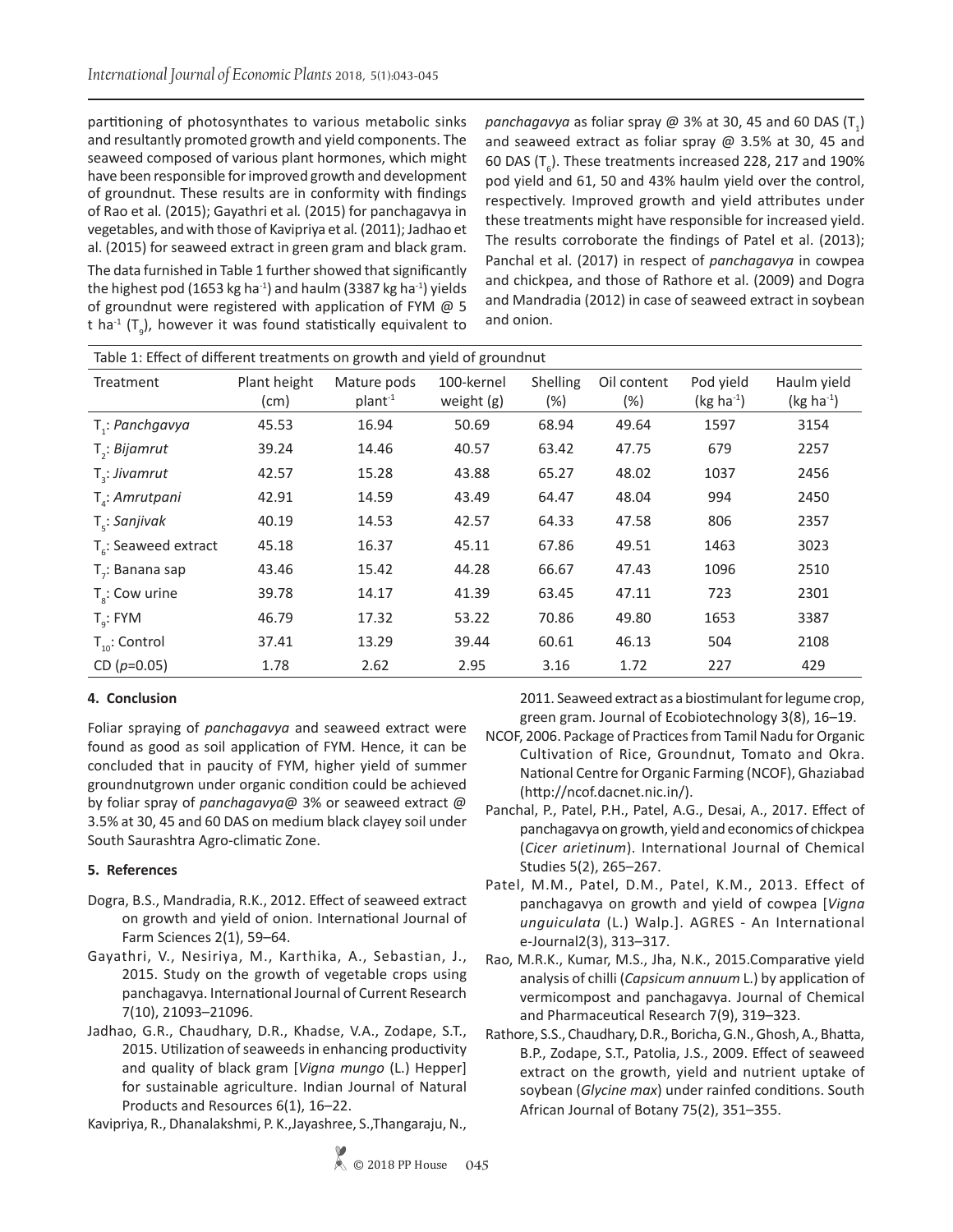partitioning of photosynthates to various metabolic sinks and resultantly promoted growth and yield components. The seaweed composed of various plant hormones, which might have been responsible for improved growth and development of groundnut. These results are in conformity with findings of Rao et al. (2015); Gayathri et al. (2015) for panchagavya in vegetables, and with those of Kavipriya et al. (2011); Jadhao et al. (2015) for seaweed extract in green gram and black gram.

The data furnished in Table 1 further showed that significantly the highest pod (1653 kg ha$^{-1}$) and haulm (3387 kg ha$^{-1}$) yields of groundnut were registered with application of FYM @ 5 t ha$^{-1}$ ($T_9$), however it was found statistically equivalent to *panchagavya* as foliar spray @ 3% at 30, 45 and 60 DAS ($T_1$) and seaweed extract as foliar spray @ 3.5% at 30, 45 and 60 DAS ($T_6$). These treatments increased 228, 217 and 190% pod yield and 61, 50 and 43% haulm yield over the control, respectively. Improved growth and yield attributes under these treatments might have responsible for increased yield. The results corroborate the findings of Patel et al. (2013); Panchal et al. (2017) in respect of *panchagavya* in cowpea and chickpea, and those of Rathore et al. (2009) and Dogra and Mandradia (2012) in case of seaweed extract in soybean and onion.

Table 1: Effect of different treatments on growth and yield of groundnut

| Treatment | Plant height (cm) | Mature pods plant$^{-1}$ | 100-kernel weight (g) | Shelling (%) | Oil content (%) | Pod yield (kg ha$^{-1}$) | Haulm yield (kg ha$^{-1}$) |
|---|---|---|---|---|---|---|---|
| $T_1$: *Panchgavya* | 45.53 | 16.94 | 50.69 | 68.94 | 49.64 | 1597 | 3154 |
| $T_2$: *Bijamrut* | 39.24 | 14.46 | 40.57 | 63.42 | 47.75 | 679 | 2257 |
| $T_3$: *Jivamrut* | 42.57 | 15.28 | 43.88 | 65.27 | 48.02 | 1037 | 2456 |
| $T_4$: *Amrutpani* | 42.91 | 14.59 | 43.49 | 64.47 | 48.04 | 994 | 2450 |
| $T_5$: *Sanjivak* | 40.19 | 14.53 | 42.57 | 64.33 | 47.58 | 806 | 2357 |
| $T_6$: Seaweed extract | 45.18 | 16.37 | 45.11 | 67.86 | 49.51 | 1463 | 3023 |
| $T_7$: Banana sap | 43.46 | 15.42 | 44.28 | 66.67 | 47.43 | 1096 | 2510 |
| $T_8$: Cow urine | 39.78 | 14.17 | 41.39 | 63.45 | 47.11 | 723 | 2301 |
| $T_9$: FYM | 46.79 | 17.32 | 53.22 | 70.86 | 49.80 | 1653 | 3387 |
| $T_{10}$: Control | 37.41 | 13.29 | 39.44 | 60.61 | 46.13 | 504 | 2108 |
| CD ($p$=0.05) | 1.78 | 2.62 | 2.95 | 3.16 | 1.72 | 227 | 429 |

## 4. Conclusion

Foliar spraying of *panchagavya* and seaweed extract were found as good as soil application of FYM. Hence, it can be concluded that in paucity of FYM, higher yield of summer groundnutgrown under organic condition could be achieved by foliar spray of *panchagavya*@ 3% or seaweed extract @ 3.5% at 30, 45 and 60 DAS on medium black clayey soil under South Saurashtra Agro-climatic Zone.

## 5. References

Dogra, B.S., Mandradia, R.K., 2012. Effect of seaweed extract on growth and yield of onion. International Journal of Farm Sciences 2(1), 59–64.

Gayathri, V., Nesiriya, M., Karthika, A., Sebastian, J., 2015. Study on the growth of vegetable crops using panchagavya. International Journal of Current Research 7(10), 21093–21096.

Jadhao, G.R., Chaudhary, D.R., Khadse, V.A., Zodape, S.T., 2015. Utilization of seaweeds in enhancing productivity and quality of black gram [*Vigna mungo* (L.) Hepper] for sustainable agriculture. Indian Journal of Natural Products and Resources 6(1), 16–22.

Kavipriya, R., Dhanalakshmi, P. K.,Jayashree, S.,Thangaraju, N., 2011. Seaweed extract as a biostimulant for legume crop, green gram. Journal of Ecobiotechnology 3(8), 16–19.

NCOF, 2006. Package of Practices from Tamil Nadu for Organic Cultivation of Rice, Groundnut, Tomato and Okra. National Centre for Organic Farming (NCOF), Ghaziabad (http://ncof.dacnet.nic.in/).

Panchal, P., Patel, P.H., Patel, A.G., Desai, A., 2017. Effect of panchagavya on growth, yield and economics of chickpea (*Cicer arietinum*). International Journal of Chemical Studies 5(2), 265–267.

Patel, M.M., Patel, D.M., Patel, K.M., 2013. Effect of panchagavya on growth and yield of cowpea [*Vigna unguiculata* (L.) Walp.]. AGRES - An International e-Journal2(3), 313–317.

Rao, M.R.K., Kumar, M.S., Jha, N.K., 2015.Comparative yield analysis of chilli (*Capsicum annuum* L.) by application of vermicompost and panchagavya. Journal of Chemical and Pharmaceutical Research 7(9), 319–323.

Rathore, S.S., Chaudhary, D.R., Boricha, G.N., Ghosh, A., Bhatta, B.P., Zodape, S.T., Patolia, J.S., 2009. Effect of seaweed extract on the growth, yield and nutrient uptake of soybean (*Glycine max*) under rainfed conditions. South African Journal of Botany 75(2), 351–355.